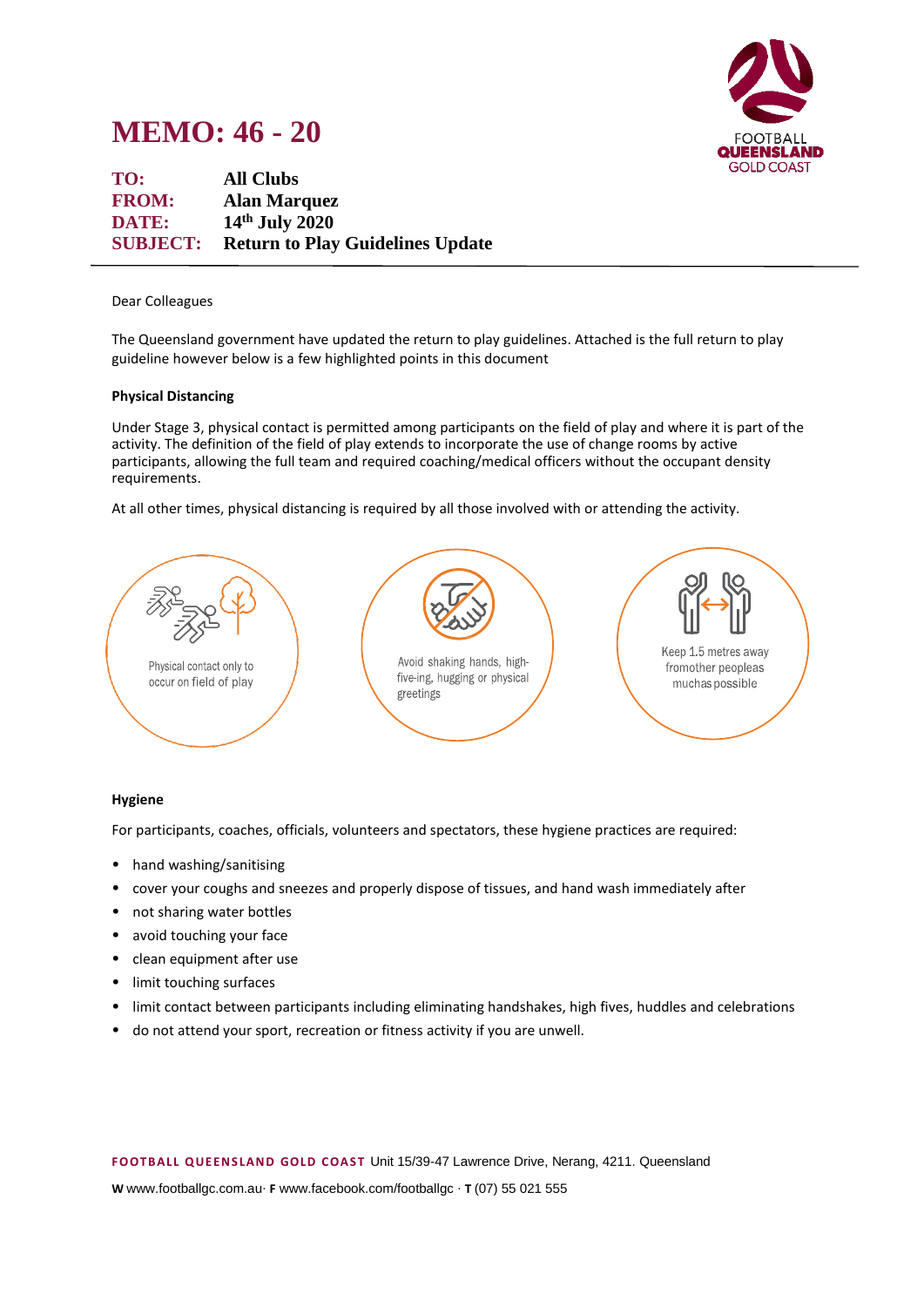# MEMO: 46 - 20

FOOTBALL QUEENSLAND GOLD COAST

| | |
|---|---|
| **TO:** | **All Clubs** |
| **FROM:** | **Alan Marquez** |
| **DATE:** | **14th July 2020** |
| **SUBJECT:** | **Return to Play Guidelines Update** |

---

Dear Colleagues

The Queensland government have updated the return to play guidelines. Attached is the full return to play guideline however below is a few highlighted points in this document

**Physical Distancing**

Under Stage 3, physical contact is permitted among participants on the field of play and where it is part of the activity. The definition of the field of play extends to incorporate the use of change rooms by active participants, allowing the full team and required coaching/medical officers without the occupant density requirements.

At all other times, physical distancing is required by all those involved with or attending the activity.

Physical contact only to occur on field of play

Avoid shaking hands, high-five-ing, hugging or physical greetings

Keep 1.5 metres away fromother peopleas muchas possible

**Hygiene**

For participants, coaches, officials, volunteers and spectators, these hygiene practices are required:

- hand washing/sanitising
- cover your coughs and sneezes and properly dispose of tissues, and hand wash immediately after
- not sharing water bottles
- avoid touching your face
- clean equipment after use
- limit touching surfaces
- limit contact between participants including eliminating handshakes, high fives, huddles and celebrations
- do not attend your sport, recreation or fitness activity if you are unwell.

**FOOTBALL QUEENSLAND GOLD COAST** Unit 15/39-47 Lawrence Drive, Nerang, 4211. Queensland

**W** www.footballgc.com.au· **F** www.facebook.com/footballgc · **T** (07) 55 021 555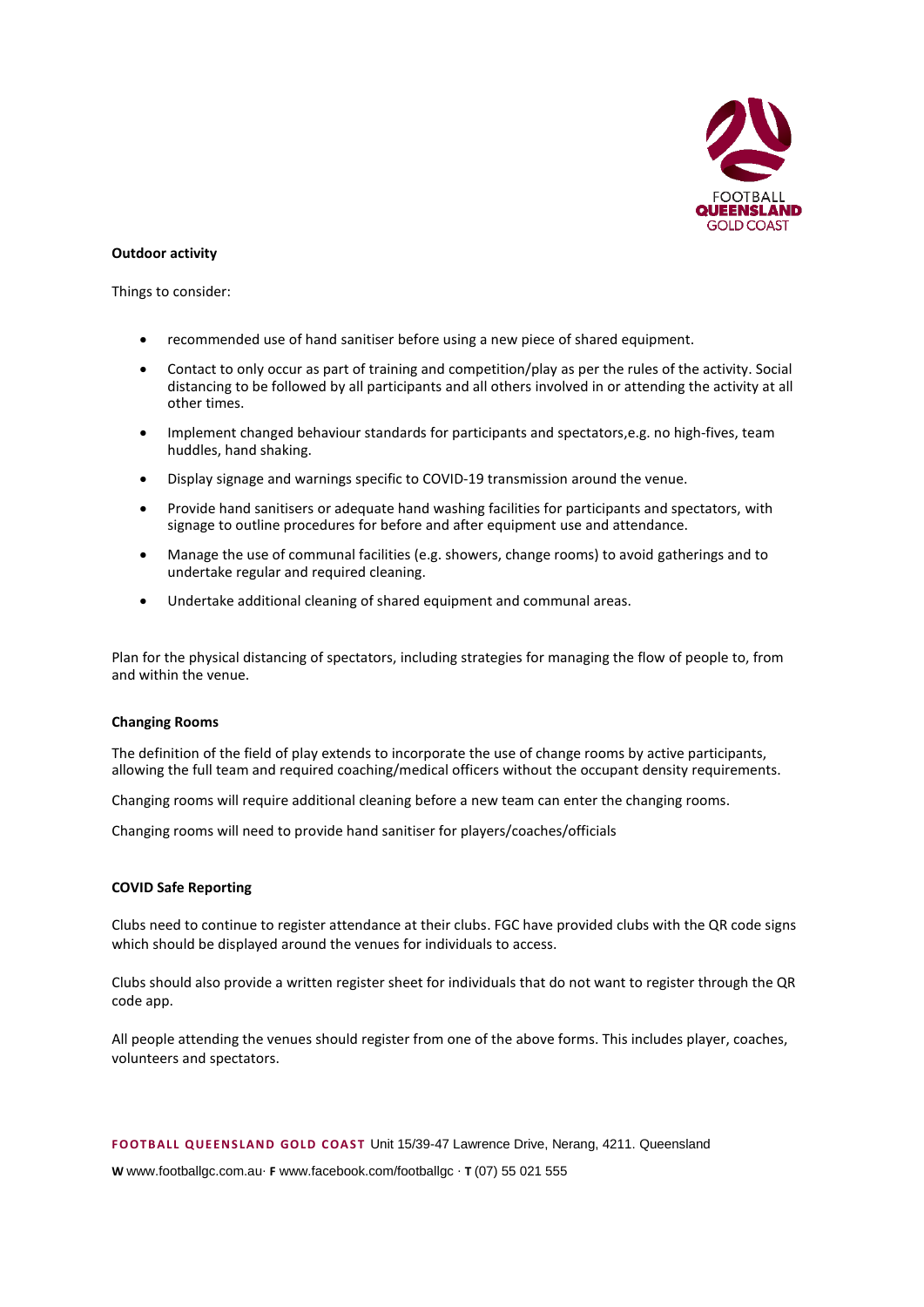**Outdoor activity**

Things to consider:

- recommended use of hand sanitiser before using a new piece of shared equipment.
- Contact to only occur as part of training and competition/play as per the rules of the activity. Social distancing to be followed by all participants and all others involved in or attending the activity at all other times.
- Implement changed behaviour standards for participants and spectators,e.g. no high-fives, team huddles, hand shaking.
- Display signage and warnings specific to COVID-19 transmission around the venue.
- Provide hand sanitisers or adequate hand washing facilities for participants and spectators, with signage to outline procedures for before and after equipment use and attendance.
- Manage the use of communal facilities (e.g. showers, change rooms) to avoid gatherings and to undertake regular and required cleaning.
- Undertake additional cleaning of shared equipment and communal areas.

Plan for the physical distancing of spectators, including strategies for managing the flow of people to, from and within the venue.

**Changing Rooms**

The definition of the field of play extends to incorporate the use of change rooms by active participants, allowing the full team and required coaching/medical officers without the occupant density requirements.

Changing rooms will require additional cleaning before a new team can enter the changing rooms.

Changing rooms will need to provide hand sanitiser for players/coaches/officials

**COVID Safe Reporting**

Clubs need to continue to register attendance at their clubs. FGC have provided clubs with the QR code signs which should be displayed around the venues for individuals to access.

Clubs should also provide a written register sheet for individuals that do not want to register through the QR code app.

All people attending the venues should register from one of the above forms. This includes player, coaches, volunteers and spectators.